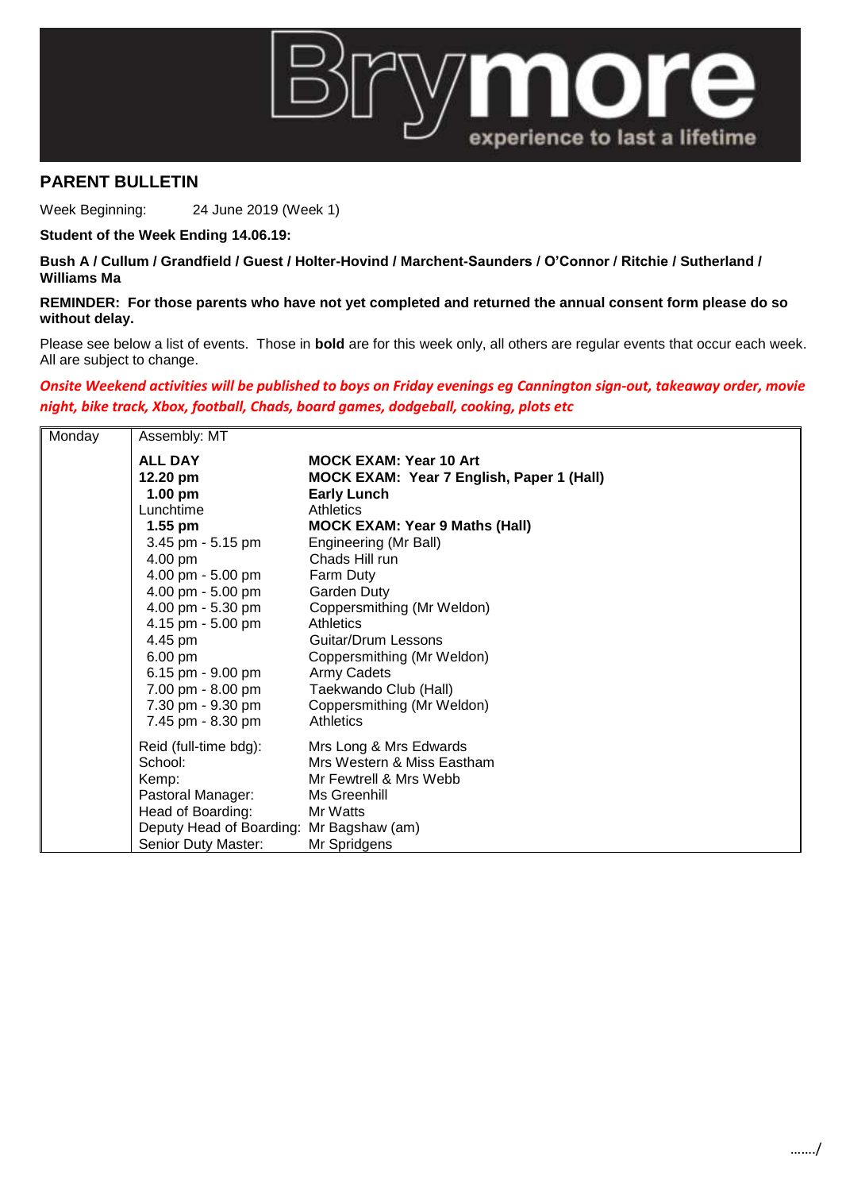## PARENT BULLETIN

Week Beginning: 24 June 2019 (Week 1)

**Student of the Week Ending 14.06.19:**

**Bush A / Cullum / Grandfield / Guest / Holter-Hovind / Marchent-Saunders / O'Connor / Ritchie / Sutherland / Williams Ma**

**REMINDER: For those parents who have not yet completed and returned the annual consent form please do so without delay.**

Please see below a list of events. Those in **bold** are for this week only, all others are regular events that occur each week. All are subject to change.

***Onsite Weekend activities will be published to boys on Friday evenings eg Cannington sign-out, takeaway order, movie night, bike track, Xbox, football, Chads, board games, dodgeball, cooking, plots etc***

| | | |
|---|---|---|
| Monday | Assembly: MT | |
| | **ALL DAY** | **MOCK EXAM: Year 10 Art** |
| | **12.20 pm** | **MOCK EXAM: Year 7 English, Paper 1 (Hall)** |
| | **1.00 pm** | **Early Lunch** |
| | Lunchtime | Athletics |
| | **1.55 pm** | **MOCK EXAM: Year 9 Maths (Hall)** |
| | 3.45 pm - 5.15 pm | Engineering (Mr Ball) |
| | 4.00 pm | Chads Hill run |
| | 4.00 pm - 5.00 pm | Farm Duty |
| | 4.00 pm - 5.00 pm | Garden Duty |
| | 4.00 pm - 5.30 pm | Coppersmithing (Mr Weldon) |
| | 4.15 pm - 5.00 pm | Athletics |
| | 4.45 pm | Guitar/Drum Lessons |
| | 6.00 pm | Coppersmithing (Mr Weldon) |
| | 6.15 pm - 9.00 pm | Army Cadets |
| | 7.00 pm - 8.00 pm | Taekwando Club (Hall) |
| | 7.30 pm - 9.30 pm | Coppersmithing (Mr Weldon) |
| | 7.45 pm - 8.30 pm | Athletics |
| | Reid (full-time bdg): | Mrs Long & Mrs Edwards |
| | School: | Mrs Western & Miss Eastham |
| | Kemp: | Mr Fewtrell & Mrs Webb |
| | Pastoral Manager: | Ms Greenhill |
| | Head of Boarding: | Mr Watts |
| | Deputy Head of Boarding: | Mr Bagshaw (am) |
| | Senior Duty Master: | Mr Spridgens |

……./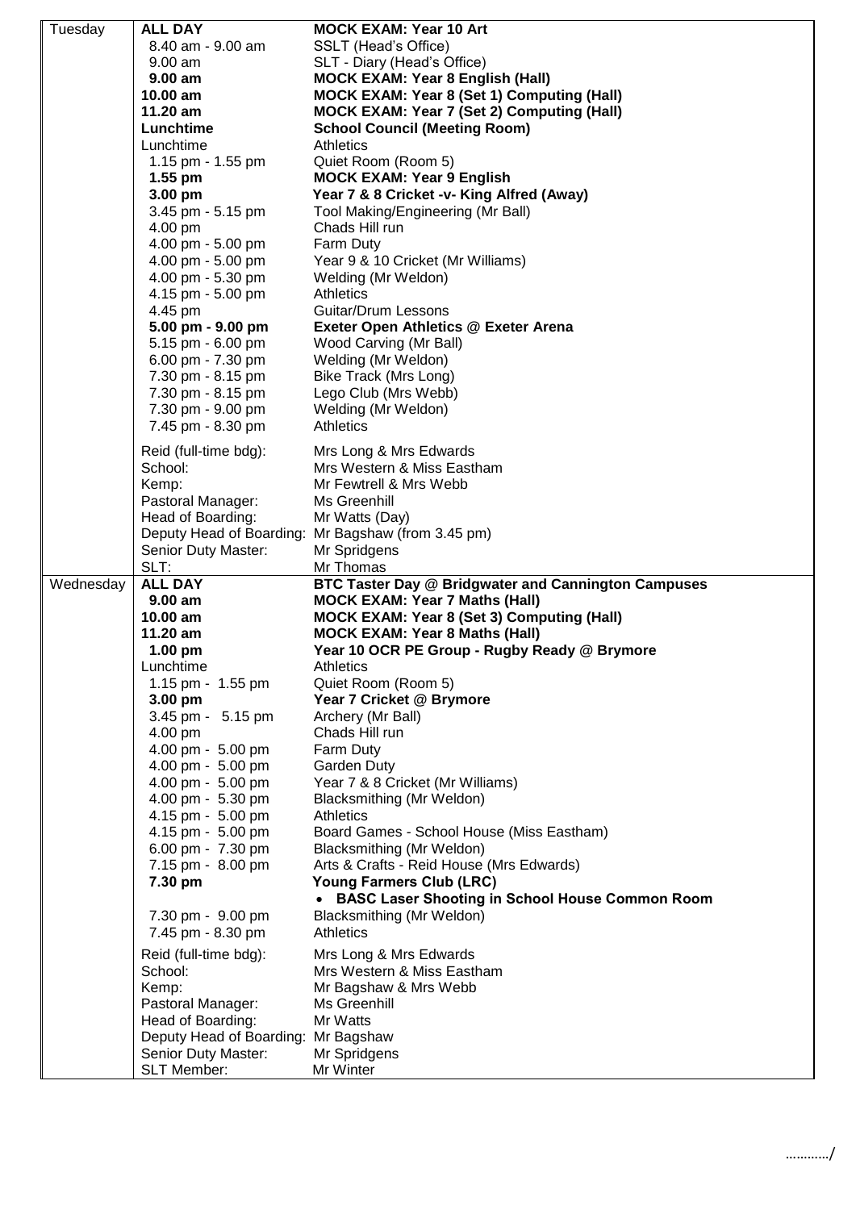| | | |
|---|---|---|
| Tuesday | **ALL DAY** | **MOCK EXAM: Year 10 Art** |
| | 8.40 am - 9.00 am | SSLT (Head's Office) |
| | 9.00 am | SLT - Diary (Head's Office) |
| | **9.00 am** | **MOCK EXAM: Year 8 English (Hall)** |
| | **10.00 am** | **MOCK EXAM: Year 8 (Set 1) Computing (Hall)** |
| | **11.20 am** | **MOCK EXAM: Year 7 (Set 2) Computing (Hall)** |
| | **Lunchtime** | **School Council (Meeting Room)** |
| | Lunchtime | Athletics |
| | 1.15 pm - 1.55 pm | Quiet Room (Room 5) |
| | **1.55 pm** | **MOCK EXAM: Year 9 English** |
| | **3.00 pm** | **Year 7 & 8 Cricket -v- King Alfred (Away)** |
| | 3.45 pm - 5.15 pm | Tool Making/Engineering (Mr Ball) |
| | 4.00 pm | Chads Hill run |
| | 4.00 pm - 5.00 pm | Farm Duty |
| | 4.00 pm - 5.00 pm | Year 9 & 10 Cricket (Mr Williams) |
| | 4.00 pm - 5.30 pm | Welding (Mr Weldon) |
| | 4.15 pm - 5.00 pm | Athletics |
| | 4.45 pm | Guitar/Drum Lessons |
| | **5.00 pm - 9.00 pm** | **Exeter Open Athletics @ Exeter Arena** |
| | 5.15 pm - 6.00 pm | Wood Carving (Mr Ball) |
| | 6.00 pm - 7.30 pm | Welding (Mr Weldon) |
| | 7.30 pm - 8.15 pm | Bike Track (Mrs Long) |
| | 7.30 pm - 8.15 pm | Lego Club (Mrs Webb) |
| | 7.30 pm - 9.00 pm | Welding (Mr Weldon) |
| | 7.45 pm - 8.30 pm | Athletics |
| | Reid (full-time bdg): | Mrs Long & Mrs Edwards |
| | School: | Mrs Western & Miss Eastham |
| | Kemp: | Mr Fewtrell & Mrs Webb |
| | Pastoral Manager: | Ms Greenhill |
| | Head of Boarding: | Mr Watts (Day) |
| | Deputy Head of Boarding: | Mr Bagshaw (from 3.45 pm) |
| | Senior Duty Master: | Mr Spridgens |
| | SLT: | Mr Thomas |
| Wednesday | **ALL DAY** | **BTC Taster Day @ Bridgwater and Cannington Campuses** |
| | **9.00 am** | **MOCK EXAM: Year 7 Maths (Hall)** |
| | **10.00 am** | **MOCK EXAM: Year 8 (Set 3) Computing (Hall)** |
| | **11.20 am** | **MOCK EXAM: Year 8 Maths (Hall)** |
| | **1.00 pm** | **Year 10 OCR PE Group - Rugby Ready @ Brymore** |
| | Lunchtime | Athletics |
| | 1.15 pm - 1.55 pm | Quiet Room (Room 5) |
| | **3.00 pm** | **Year 7 Cricket @ Brymore** |
| | 3.45 pm - 5.15 pm | Archery (Mr Ball) |
| | 4.00 pm | Chads Hill run |
| | 4.00 pm - 5.00 pm | Farm Duty |
| | 4.00 pm - 5.00 pm | Garden Duty |
| | 4.00 pm - 5.00 pm | Year 7 & 8 Cricket (Mr Williams) |
| | 4.00 pm - 5.30 pm | Blacksmithing (Mr Weldon) |
| | 4.15 pm - 5.00 pm | Athletics |
| | 4.15 pm - 5.00 pm | Board Games - School House (Miss Eastham) |
| | 6.00 pm - 7.30 pm | Blacksmithing (Mr Weldon) |
| | 7.15 pm - 8.00 pm | Arts & Crafts - Reid House (Mrs Edwards) |
| | **7.30 pm** | **Young Farmers Club (LRC)**<br>• **BASC Laser Shooting in School House Common Room** |
| | 7.30 pm - 9.00 pm | Blacksmithing (Mr Weldon) |
| | 7.45 pm - 8.30 pm | Athletics |
| | Reid (full-time bdg): | Mrs Long & Mrs Edwards |
| | School: | Mrs Western & Miss Eastham |
| | Kemp: | Mr Bagshaw & Mrs Webb |
| | Pastoral Manager: | Ms Greenhill |
| | Head of Boarding: | Mr Watts |
| | Deputy Head of Boarding: | Mr Bagshaw |
| | Senior Duty Master: | Mr Spridgens |
| | SLT Member: | Mr Winter |

…………/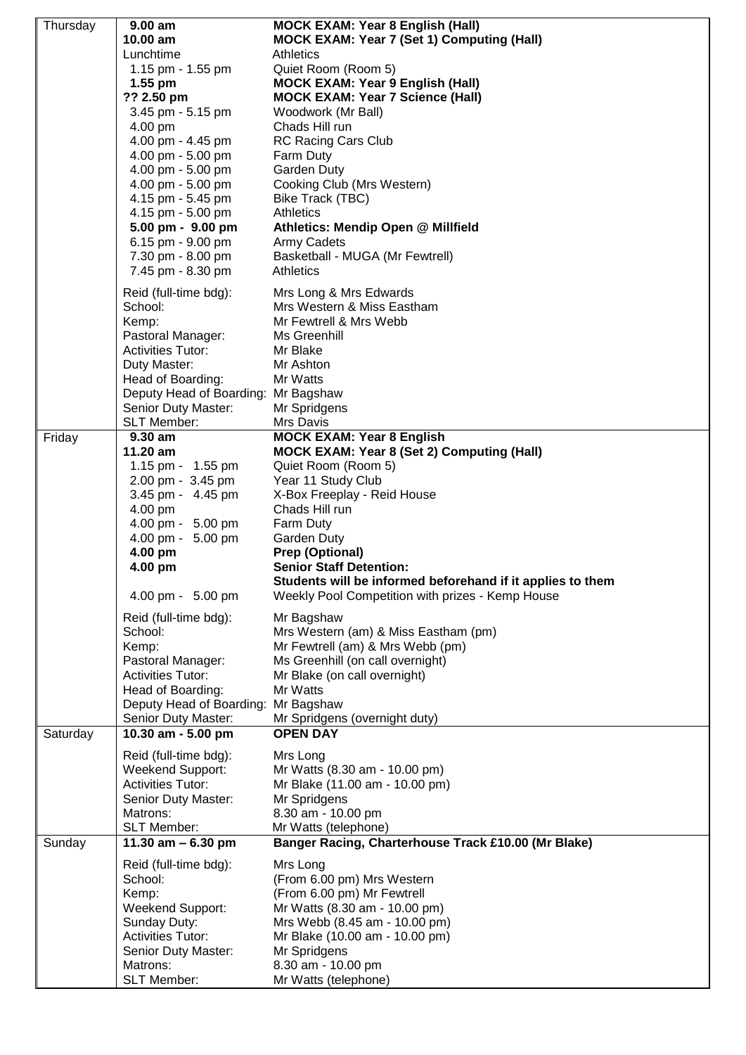| | | |
|---|---|---|
| Thursday | **9.00 am** | **MOCK EXAM: Year 8 English (Hall)** |
| | **10.00 am** | **MOCK EXAM: Year 7 (Set 1) Computing (Hall)** |
| | Lunchtime | Athletics |
| | 1.15 pm - 1.55 pm | Quiet Room (Room 5) |
| | **1.55 pm** | **MOCK EXAM: Year 9 English (Hall)** |
| | **?? 2.50 pm** | **MOCK EXAM: Year 7 Science (Hall)** |
| | 3.45 pm - 5.15 pm | Woodwork (Mr Ball) |
| | 4.00 pm | Chads Hill run |
| | 4.00 pm - 4.45 pm | RC Racing Cars Club |
| | 4.00 pm - 5.00 pm | Farm Duty |
| | 4.00 pm - 5.00 pm | Garden Duty |
| | 4.00 pm - 5.00 pm | Cooking Club (Mrs Western) |
| | 4.15 pm - 5.45 pm | Bike Track (TBC) |
| | 4.15 pm - 5.00 pm | Athletics |
| | **5.00 pm - 9.00 pm** | **Athletics: Mendip Open @ Millfield** |
| | 6.15 pm - 9.00 pm | Army Cadets |
| | 7.30 pm - 8.00 pm | Basketball - MUGA (Mr Fewtrell) |
| | 7.45 pm - 8.30 pm | Athletics |
| | Reid (full-time bdg): | Mrs Long & Mrs Edwards |
| | School: | Mrs Western & Miss Eastham |
| | Kemp: | Mr Fewtrell & Mrs Webb |
| | Pastoral Manager: | Ms Greenhill |
| | Activities Tutor: | Mr Blake |
| | Duty Master: | Mr Ashton |
| | Head of Boarding: | Mr Watts |
| | Deputy Head of Boarding: | Mr Bagshaw |
| | Senior Duty Master: | Mr Spridgens |
| | SLT Member: | Mrs Davis |
| Friday | **9.30 am** | **MOCK EXAM: Year 8 English** |
| | **11.20 am** | **MOCK EXAM: Year 8 (Set 2) Computing (Hall)** |
| | 1.15 pm - 1.55 pm | Quiet Room (Room 5) |
| | 2.00 pm - 3.45 pm | Year 11 Study Club |
| | 3.45 pm - 4.45 pm | X-Box Freeplay - Reid House |
| | 4.00 pm | Chads Hill run |
| | 4.00 pm - 5.00 pm | Farm Duty |
| | 4.00 pm - 5.00 pm | Garden Duty |
| | **4.00 pm** | **Prep (Optional)** |
| | **4.00 pm** | **Senior Staff Detention: Students will be informed beforehand if it applies to them** |
| | 4.00 pm - 5.00 pm | Weekly Pool Competition with prizes - Kemp House |
| | Reid (full-time bdg): | Mr Bagshaw |
| | School: | Mrs Western (am) & Miss Eastham (pm) |
| | Kemp: | Mr Fewtrell (am) & Mrs Webb (pm) |
| | Pastoral Manager: | Ms Greenhill (on call overnight) |
| | Activities Tutor: | Mr Blake (on call overnight) |
| | Head of Boarding: | Mr Watts |
| | Deputy Head of Boarding: | Mr Bagshaw |
| | Senior Duty Master: | Mr Spridgens (overnight duty) |
| Saturday | **10.30 am - 5.00 pm** | **OPEN DAY** |
| | Reid (full-time bdg): | Mrs Long |
| | Weekend Support: | Mr Watts (8.30 am - 10.00 pm) |
| | Activities Tutor: | Mr Blake (11.00 am - 10.00 pm) |
| | Senior Duty Master: | Mr Spridgens |
| | Matrons: | 8.30 am - 10.00 pm |
| | SLT Member: | Mr Watts (telephone) |
| Sunday | **11.30 am – 6.30 pm** | **Banger Racing, Charterhouse Track £10.00 (Mr Blake)** |
| | Reid (full-time bdg): | Mrs Long |
| | School: | (From 6.00 pm) Mrs Western |
| | Kemp: | (From 6.00 pm) Mr Fewtrell |
| | Weekend Support: | Mr Watts (8.30 am - 10.00 pm) |
| | Sunday Duty: | Mrs Webb (8.45 am - 10.00 pm) |
| | Activities Tutor: | Mr Blake (10.00 am - 10.00 pm) |
| | Senior Duty Master: | Mr Spridgens |
| | Matrons: | 8.30 am - 10.00 pm |
| | SLT Member: | Mr Watts (telephone) |